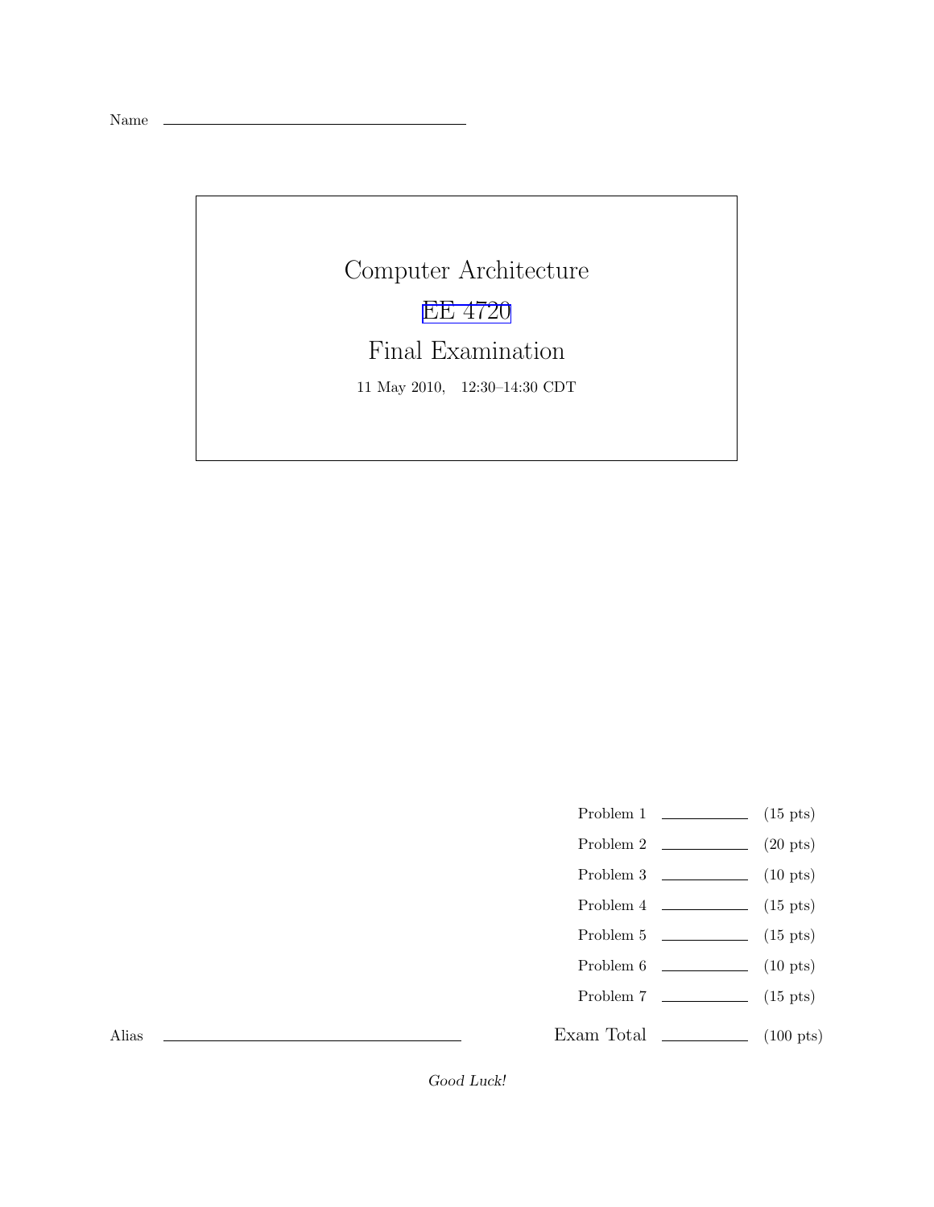Name \_\_\_\_\_\_\_\_\_\_\_\_\_\_\_\_\_\_\_\_\_\_\_\_\_\_\_\_\_\_

# Computer Architecture

## EE 4720

## Final Examination

11 May 2010, 12:30–14:30 CDT

| | | |
|---|---|---|
| Problem 1 | \_\_\_\_\_\_\_\_ | (15 pts) |
| Problem 2 | \_\_\_\_\_\_\_\_ | (20 pts) |
| Problem 3 | \_\_\_\_\_\_\_\_ | (10 pts) |
| Problem 4 | \_\_\_\_\_\_\_\_ | (15 pts) |
| Problem 5 | \_\_\_\_\_\_\_\_ | (15 pts) |
| Problem 6 | \_\_\_\_\_\_\_\_ | (10 pts) |
| Problem 7 | \_\_\_\_\_\_\_\_ | (15 pts) |
| Exam Total | \_\_\_\_\_\_\_\_ | (100 pts) |

Alias \_\_\_\_\_\_\_\_\_\_\_\_\_\_\_\_\_\_\_\_\_\_\_\_\_\_\_\_\_\_

*Good Luck!*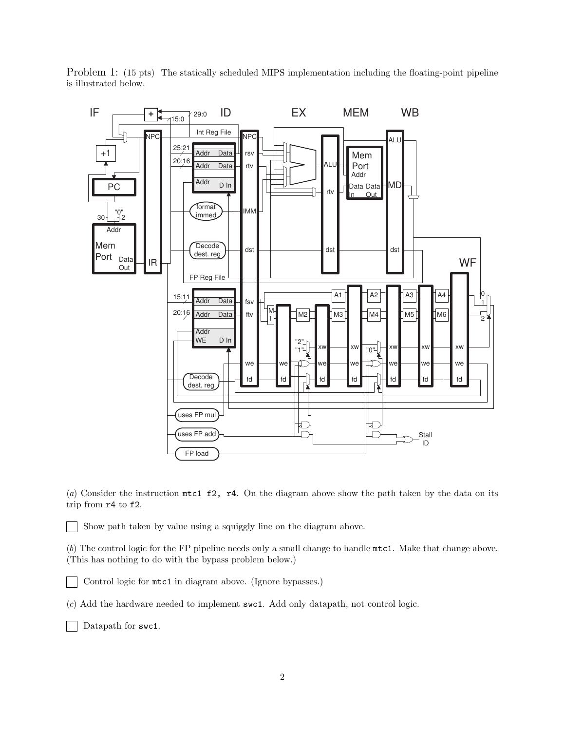Problem 1: (15 pts) The statically scheduled MIPS implementation including the floating-point pipeline is illustrated below.

(*a*) Consider the instruction `mtc1 f2, r4`. On the diagram above show the path taken by the data on its trip from `r4` to `f2`.

☐ Show path taken by value using a squiggly line on the diagram above.

(*b*) The control logic for the FP pipeline needs only a small change to handle `mtc1`. Make that change above. (This has nothing to do with the bypass problem below.)

☐ Control logic for `mtc1` in diagram above. (Ignore bypasses.)

(*c*) Add the hardware needed to implement `swc1`. Add only datapath, not control logic.

☐ Datapath for `swc1`.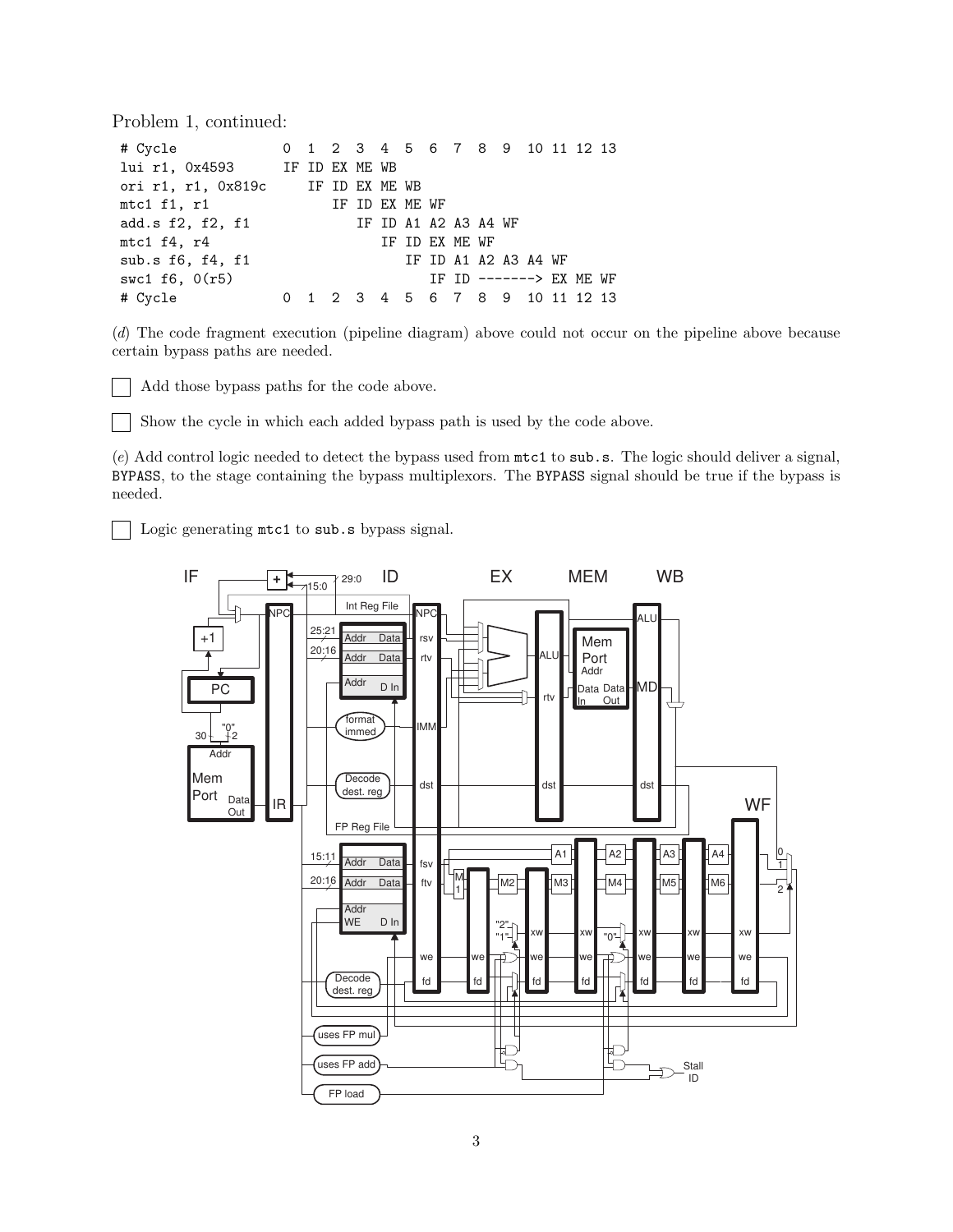Problem 1, continued:

```
# Cycle            0  1  2  3  4  5  6  7  8  9  10 11 12 13
lui r1, 0x4593     IF ID EX ME WB
ori r1, r1, 0x819c    IF ID EX ME WB
mtc1 f1, r1              IF ID EX ME WF
add.s f2, f2, f1            IF ID A1 A2 A3 A4 WF
mtc1 f4, r4                    IF ID EX ME WF
sub.s f6, f4, f1                  IF ID A1 A2 A3 A4 WF
swc1 f6, 0(r5)                       IF ID -------> EX ME WF
# Cycle            0  1  2  3  4  5  6  7  8  9  10 11 12 13
```

(*d*) The code fragment execution (pipeline diagram) above could not occur on the pipeline above because certain bypass paths are needed.

☐ Add those bypass paths for the code above.

☐ Show the cycle in which each added bypass path is used by the code above.

(*e*) Add control logic needed to detect the bypass used from `mtc1` to `sub.s`. The logic should deliver a signal, `BYPASS`, to the stage containing the bypass multiplexors. The `BYPASS` signal should be true if the bypass is needed.

☐ Logic generating `mtc1` to `sub.s` bypass signal.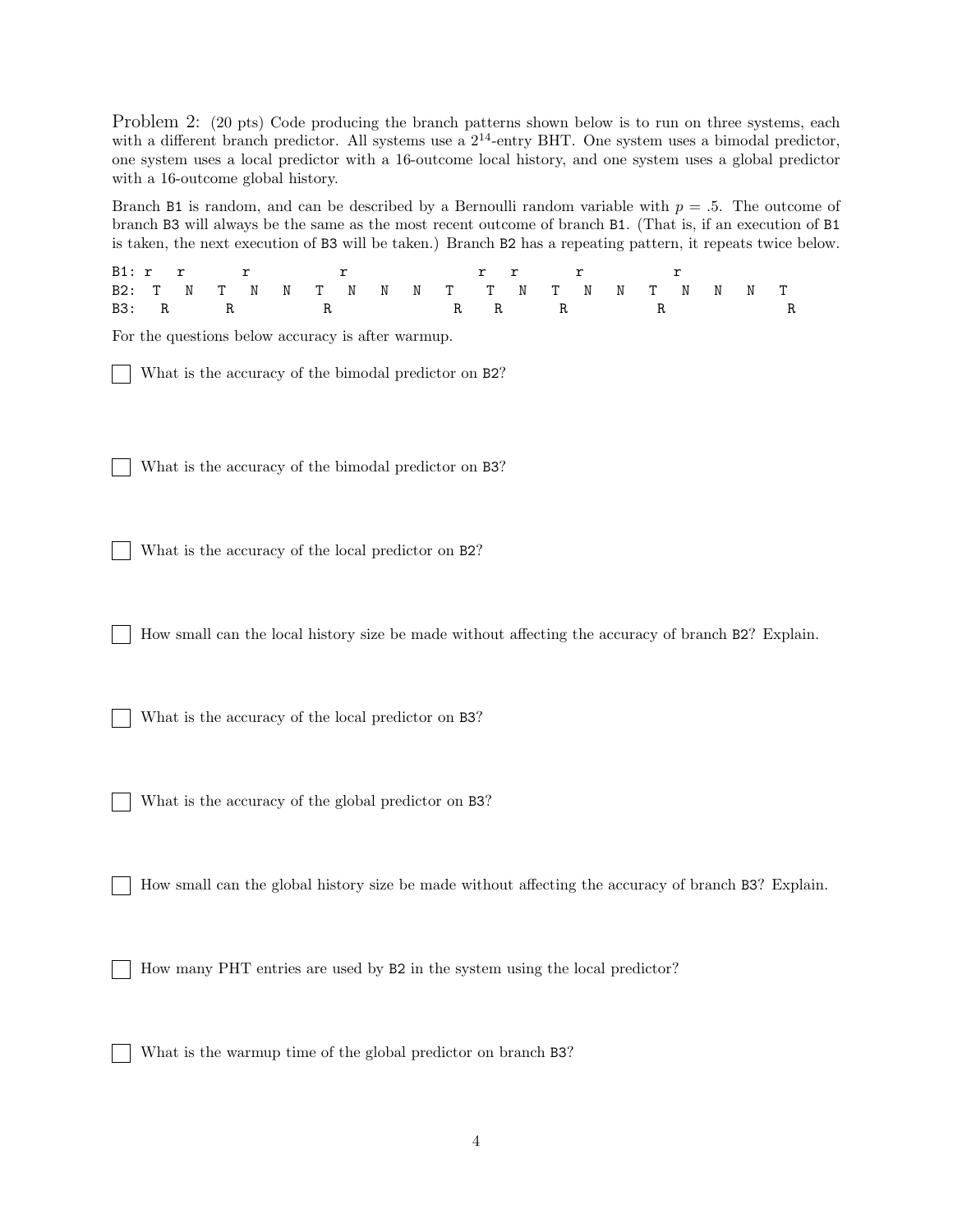Problem 2: (20 pts) Code producing the branch patterns shown below is to run on three systems, each with a different branch predictor. All systems use a $2^{14}$-entry BHT. One system uses a bimodal predictor, one system uses a local predictor with a 16-outcome local history, and one system uses a global predictor with a 16-outcome global history.

Branch B1 is random, and can be described by a Bernoulli random variable with $p = .5$. The outcome of branch B3 will always be the same as the most recent outcome of branch B1. (That is, if an execution of B1 is taken, the next execution of B3 will be taken.) Branch B2 has a repeating pattern, it repeats twice below.

```
B1: r   r       r           r               r   r       r           r
B2:  T   N   T   N   N   T   N   N   N   T    T   N   T   N   N   T   N   N   N   T
B3:   R       R           R               R    R       R           R               R
```

For the questions below accuracy is after warmup.

☐ What is the accuracy of the bimodal predictor on B2?

☐ What is the accuracy of the bimodal predictor on B3?

☐ What is the accuracy of the local predictor on B2?

☐ How small can the local history size be made without affecting the accuracy of branch B2? Explain.

☐ What is the accuracy of the local predictor on B3?

☐ What is the accuracy of the global predictor on B3?

☐ How small can the global history size be made without affecting the accuracy of branch B3? Explain.

☐ How many PHT entries are used by B2 in the system using the local predictor?

☐ What is the warmup time of the global predictor on branch B3?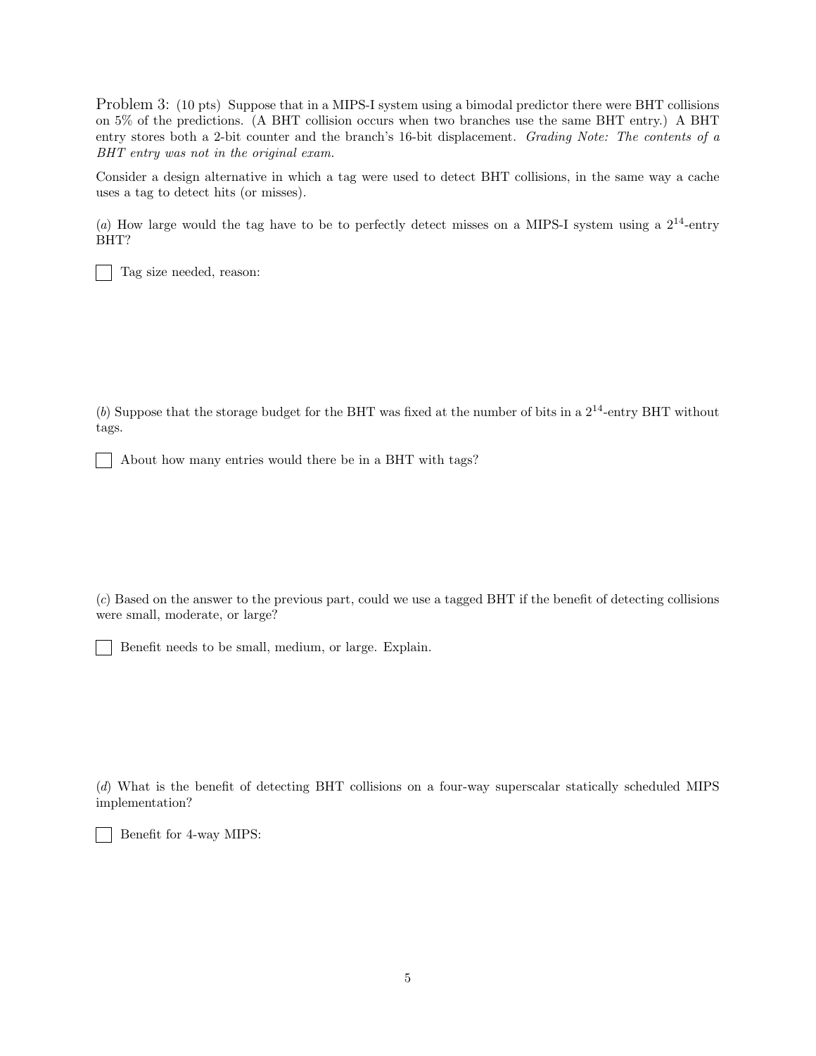Problem 3: (10 pts) Suppose that in a MIPS-I system using a bimodal predictor there were BHT collisions on 5% of the predictions. (A BHT collision occurs when two branches use the same BHT entry.) A BHT entry stores both a 2-bit counter and the branch's 16-bit displacement. *Grading Note: The contents of a BHT entry was not in the original exam.*

Consider a design alternative in which a tag were used to detect BHT collisions, in the same way a cache uses a tag to detect hits (or misses).

(*a*) How large would the tag have to be to perfectly detect misses on a MIPS-I system using a $2^{14}$-entry BHT?

☐ Tag size needed, reason:

(*b*) Suppose that the storage budget for the BHT was fixed at the number of bits in a $2^{14}$-entry BHT without tags.

☐ About how many entries would there be in a BHT with tags?

(*c*) Based on the answer to the previous part, could we use a tagged BHT if the benefit of detecting collisions were small, moderate, or large?

☐ Benefit needs to be small, medium, or large. Explain.

(*d*) What is the benefit of detecting BHT collisions on a four-way superscalar statically scheduled MIPS implementation?

☐ Benefit for 4-way MIPS: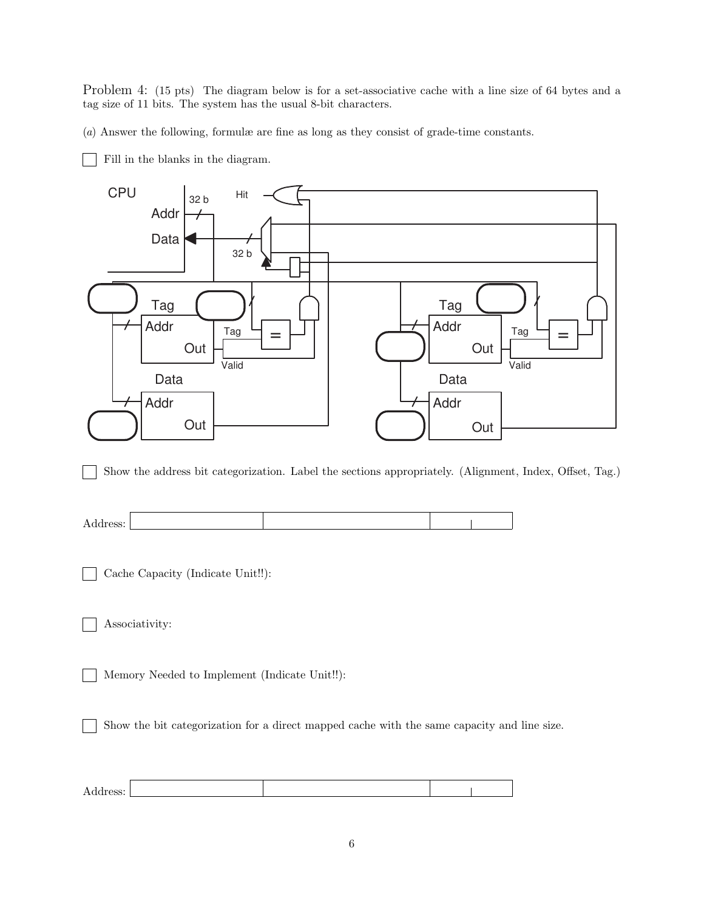Problem 4: (15 pts) The diagram below is for a set-associative cache with a line size of 64 bytes and a tag size of 11 bits. The system has the usual 8-bit characters.

(*a*) Answer the following, formulæ are fine as long as they consist of grade-time constants.

☐ Fill in the blanks in the diagram.

CPU Addr 32 b Data 32 b Hit Tag Addr Out Tag Valid Data Addr Out Tag Addr Out Tag Valid Data Addr Out

☐ Show the address bit categorization. Label the sections appropriately. (Alignment, Index, Offset, Tag.)

Address: | | | | |

☐ Cache Capacity (Indicate Unit!!):

☐ Associativity:

☐ Memory Needed to Implement (Indicate Unit!!):

☐ Show the bit categorization for a direct mapped cache with the same capacity and line size.

Address: | | | | |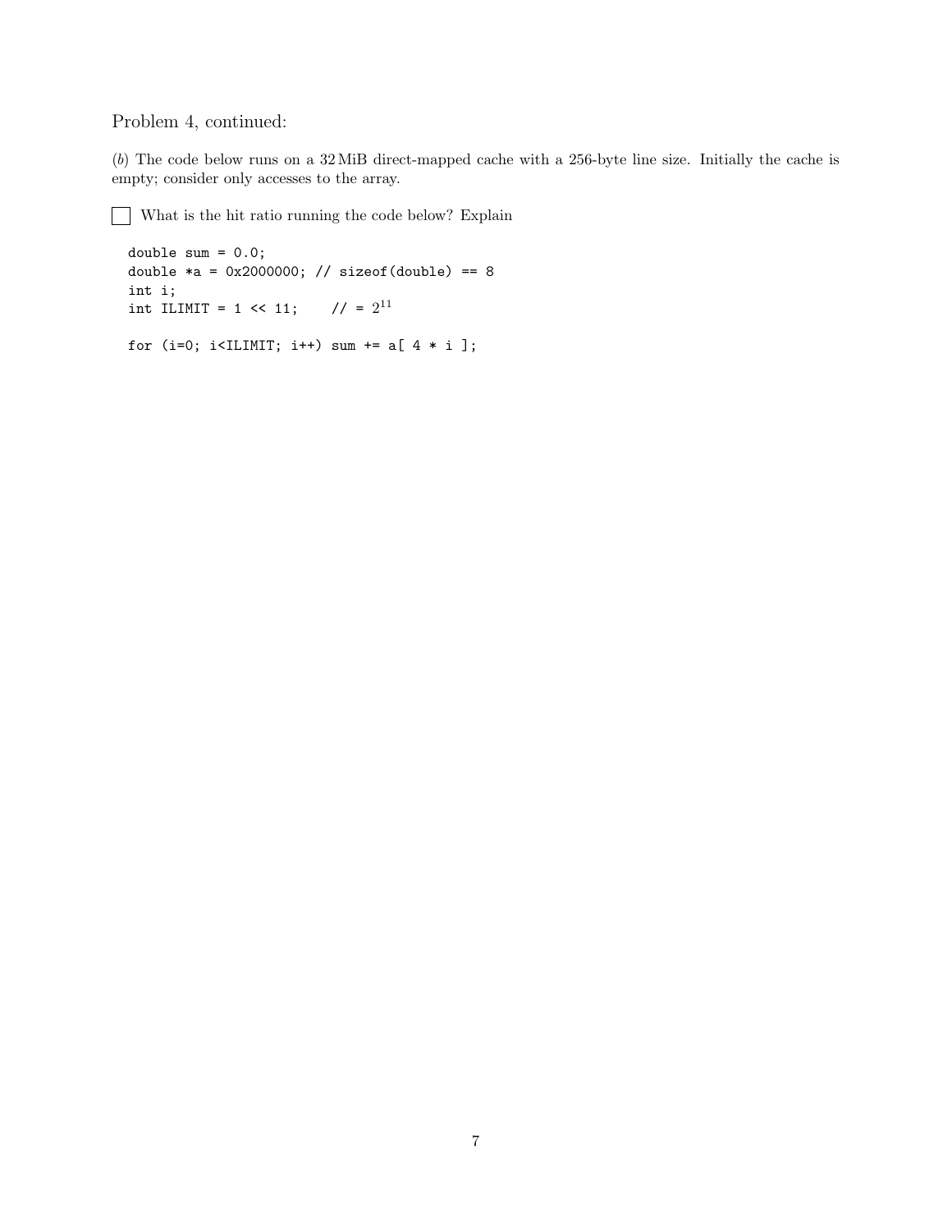Problem 4, continued:

(*b*) The code below runs on a 32 MiB direct-mapped cache with a 256-byte line size. Initially the cache is empty; consider only accesses to the array.

☐ What is the hit ratio running the code below? Explain

```
double sum = 0.0;
double *a = 0x2000000; // sizeof(double) == 8
int i;
int ILIMIT = 1 << 11;    // = 2^11

for (i=0; i<ILIMIT; i++) sum += a[ 4 * i ];
```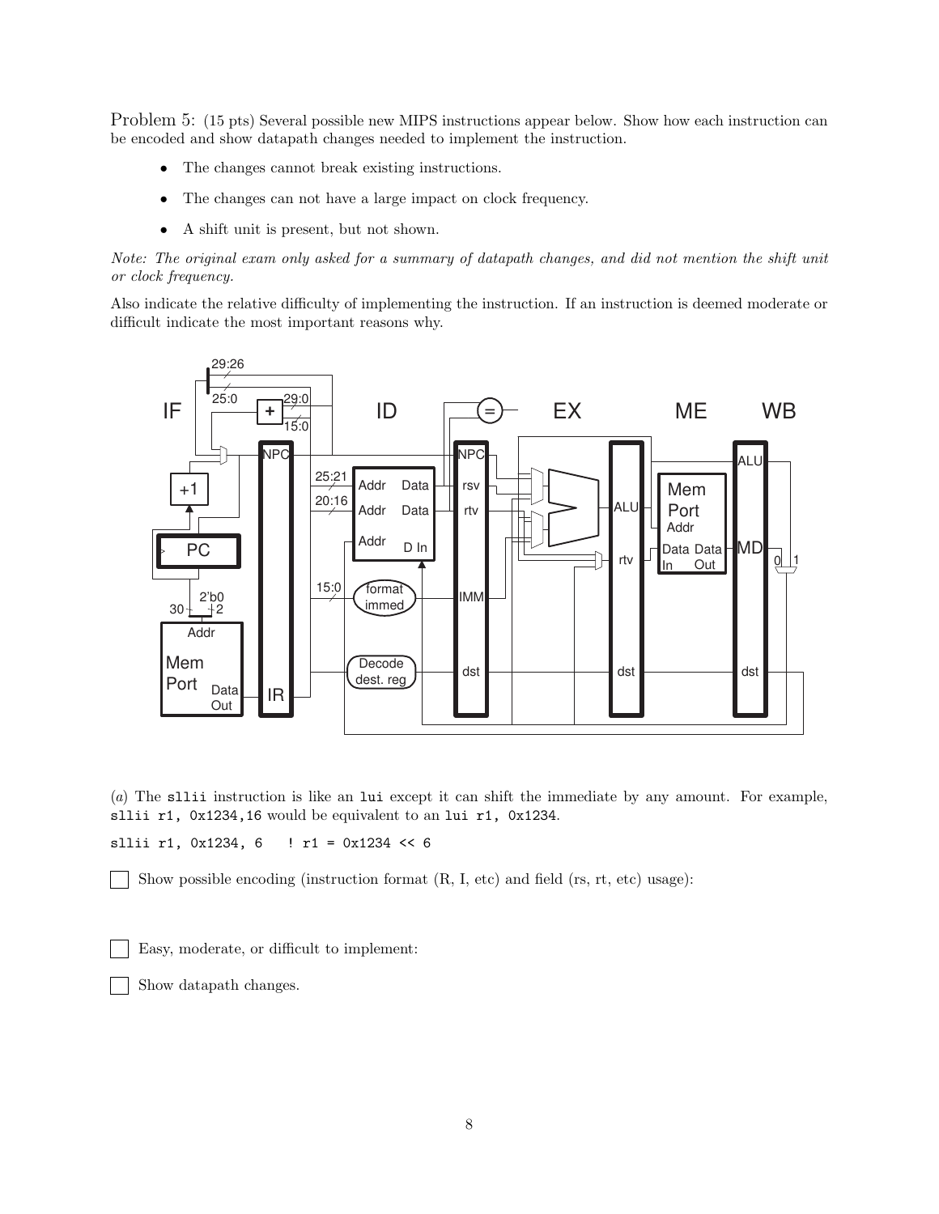Problem 5: (15 pts) Several possible new MIPS instructions appear below. Show how each instruction can be encoded and show datapath changes needed to implement the instruction.

- The changes cannot break existing instructions.
- The changes can not have a large impact on clock frequency.
- A shift unit is present, but not shown.

*Note: The original exam only asked for a summary of datapath changes, and did not mention the shift unit or clock frequency.*

Also indicate the relative difficulty of implementing the instruction. If an instruction is deemed moderate or difficult indicate the most important reasons why.

(*a*) The `sllii` instruction is like an `lui` except it can shift the immediate by any amount. For example, `sllii r1, 0x1234,16` would be equivalent to an `lui r1, 0x1234`.

```
sllii r1, 0x1234, 6   ! r1 = 0x1234 << 6
```

☐ Show possible encoding (instruction format (R, I, etc) and field (rs, rt, etc) usage):

☐ Easy, moderate, or difficult to implement:

☐ Show datapath changes.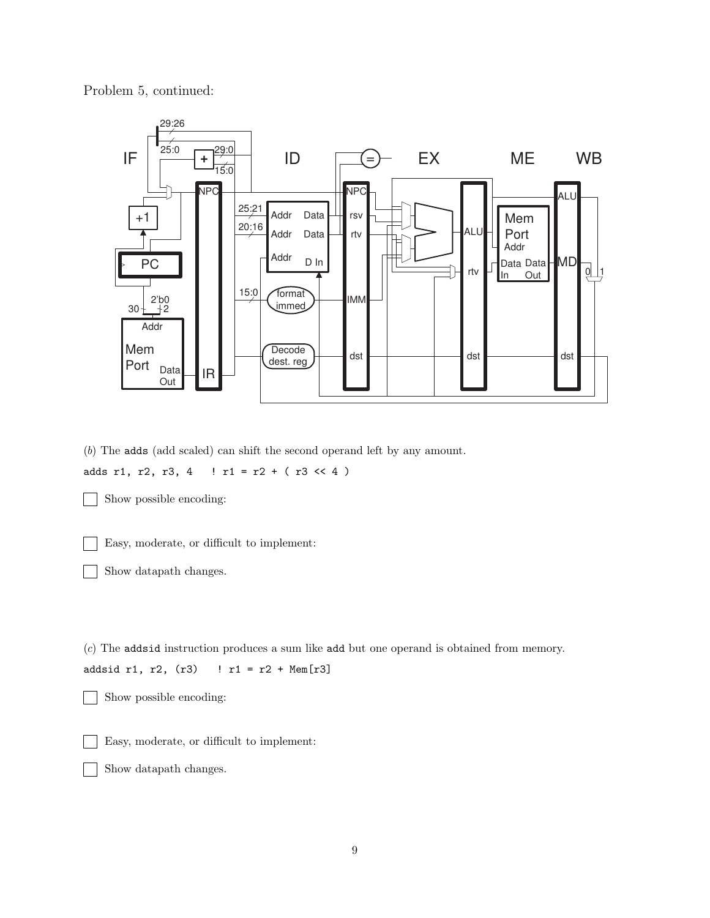Problem 5, continued:

(*b*) The `adds` (add scaled) can shift the second operand left by any amount.

```
adds r1, r2, r3, 4   ! r1 = r2 + ( r3 << 4 )
```

☐ Show possible encoding:

☐ Easy, moderate, or difficult to implement:

☐ Show datapath changes.

(*c*) The `addsid` instruction produces a sum like `add` but one operand is obtained from memory.

```
addsid r1, r2, (r3)   ! r1 = r2 + Mem[r3]
```

☐ Show possible encoding:

☐ Easy, moderate, or difficult to implement:

☐ Show datapath changes.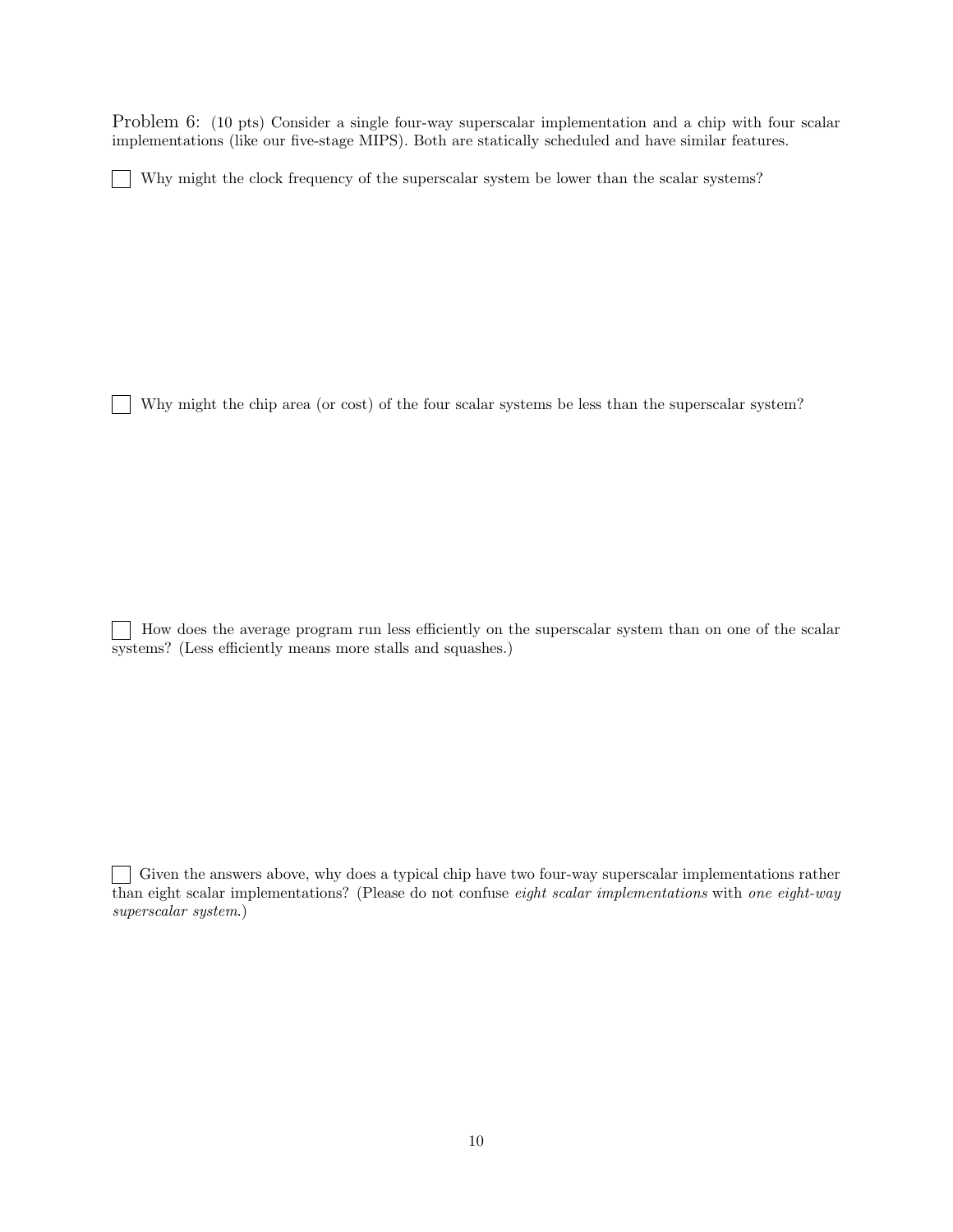Problem 6: (10 pts) Consider a single four-way superscalar implementation and a chip with four scalar implementations (like our five-stage MIPS). Both are statically scheduled and have similar features.

☐ Why might the clock frequency of the superscalar system be lower than the scalar systems?

☐ Why might the chip area (or cost) of the four scalar systems be less than the superscalar system?

☐ How does the average program run less efficiently on the superscalar system than on one of the scalar systems? (Less efficiently means more stalls and squashes.)

☐ Given the answers above, why does a typical chip have two four-way superscalar implementations rather than eight scalar implementations? (Please do not confuse *eight scalar implementations* with *one eight-way superscalar system*.)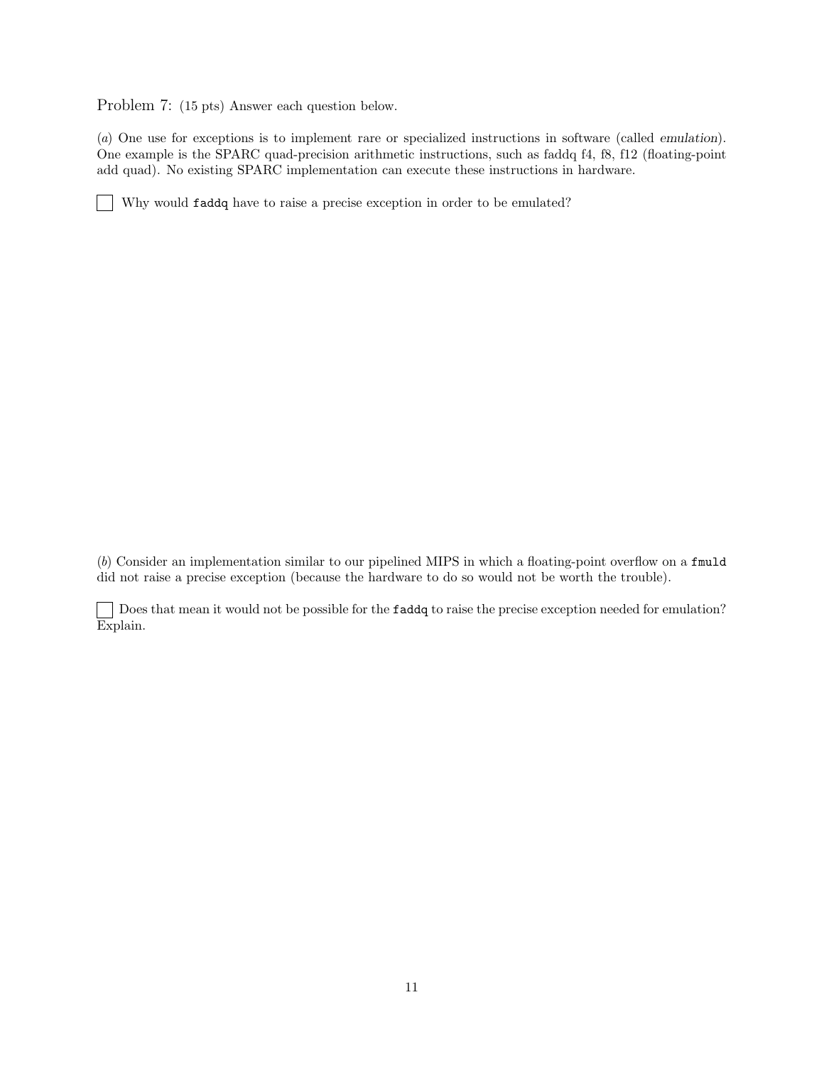Problem 7: (15 pts) Answer each question below.

(*a*) One use for exceptions is to implement rare or specialized instructions in software (called *emulation*). One example is the SPARC quad-precision arithmetic instructions, such as faddq f4, f8, f12 (floating-point add quad). No existing SPARC implementation can execute these instructions in hardware.

☐ Why would `faddq` have to raise a precise exception in order to be emulated?

(*b*) Consider an implementation similar to our pipelined MIPS in which a floating-point overflow on a `fmuld` did not raise a precise exception (because the hardware to do so would not be worth the trouble).

☐ Does that mean it would not be possible for the `faddq` to raise the precise exception needed for emulation? Explain.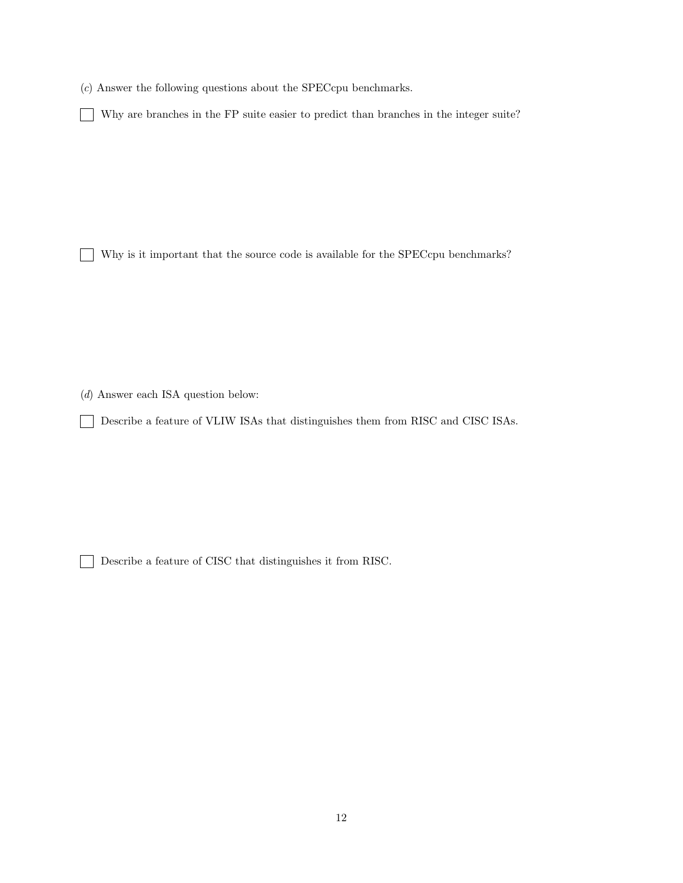(*c*) Answer the following questions about the SPECcpu benchmarks.

☐ Why are branches in the FP suite easier to predict than branches in the integer suite?

☐ Why is it important that the source code is available for the SPECcpu benchmarks?

(*d*) Answer each ISA question below:

☐ Describe a feature of VLIW ISAs that distinguishes them from RISC and CISC ISAs.

☐ Describe a feature of CISC that distinguishes it from RISC.